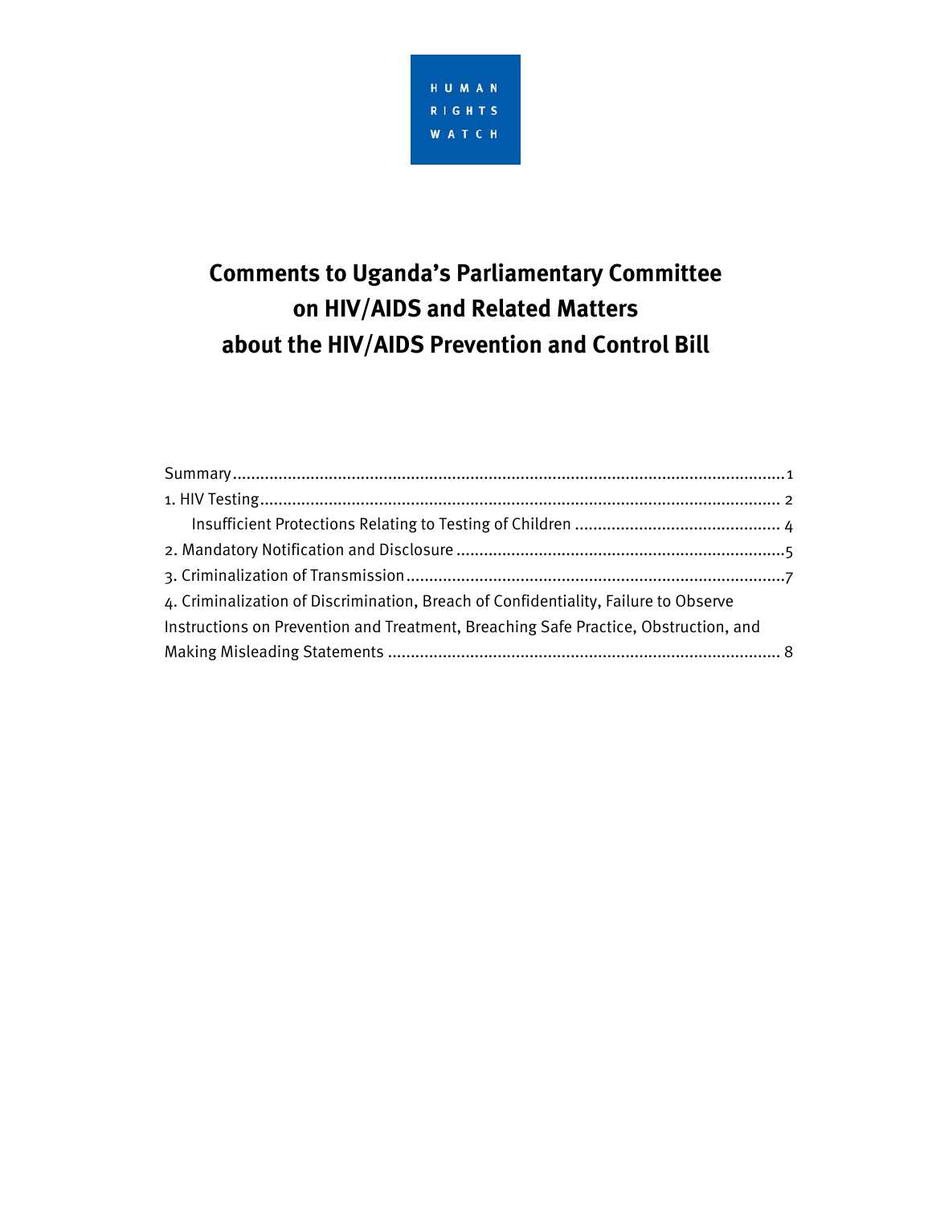HUMAN RIGHTS WATCH

# Comments to Uganda's Parliamentary Committee on HIV/AIDS and Related Matters about the HIV/AIDS Prevention and Control Bill

Summary....................................................................................................................1
1. HIV Testing.............................................................................................................. 2
    Insufficient Protections Relating to Testing of Children ............................................ 4
2. Mandatory Notification and Disclosure .......................................................................5
3. Criminalization of Transmission..................................................................................7
4. Criminalization of Discrimination, Breach of Confidentiality, Failure to Observe Instructions on Prevention and Treatment, Breaching Safe Practice, Obstruction, and Making Misleading Statements ..................................................................................... 8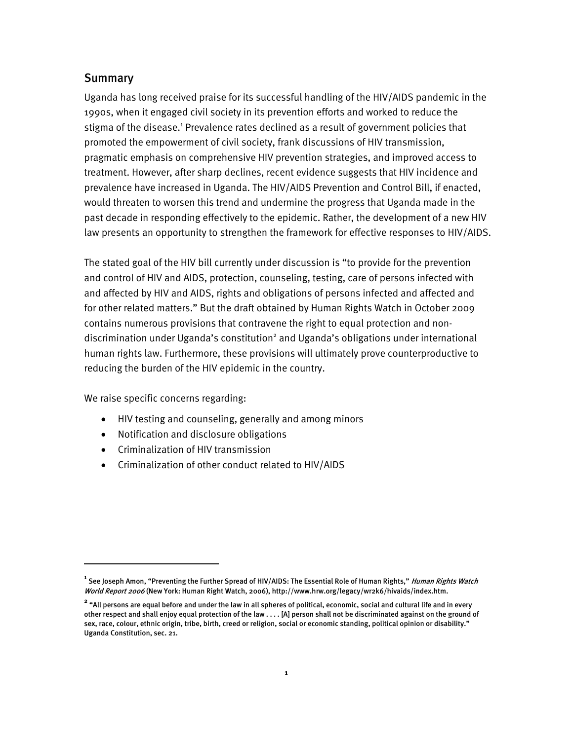## Summary

Uganda has long received praise for its successful handling of the HIV/AIDS pandemic in the 1990s, when it engaged civil society in its prevention efforts and worked to reduce the stigma of the disease.[1] Prevalence rates declined as a result of government policies that promoted the empowerment of civil society, frank discussions of HIV transmission, pragmatic emphasis on comprehensive HIV prevention strategies, and improved access to treatment. However, after sharp declines, recent evidence suggests that HIV incidence and prevalence have increased in Uganda. The HIV/AIDS Prevention and Control Bill, if enacted, would threaten to worsen this trend and undermine the progress that Uganda made in the past decade in responding effectively to the epidemic. Rather, the development of a new HIV law presents an opportunity to strengthen the framework for effective responses to HIV/AIDS.

The stated goal of the HIV bill currently under discussion is "to provide for the prevention and control of HIV and AIDS, protection, counseling, testing, care of persons infected with and affected by HIV and AIDS, rights and obligations of persons infected and affected and for other related matters." But the draft obtained by Human Rights Watch in October 2009 contains numerous provisions that contravene the right to equal protection and non-discrimination under Uganda's constitution[2] and Uganda's obligations under international human rights law. Furthermore, these provisions will ultimately prove counterproductive to reducing the burden of the HIV epidemic in the country.

We raise specific concerns regarding:

- HIV testing and counseling, generally and among minors
- Notification and disclosure obligations
- Criminalization of HIV transmission
- Criminalization of other conduct related to HIV/AIDS

---

[1] See Joseph Amon, "Preventing the Further Spread of HIV/AIDS: The Essential Role of Human Rights," *Human Rights Watch World Report 2006* (New York: Human Right Watch, 2006), http://www.hrw.org/legacy/wr2k6/hivaids/index.htm.

[2] "All persons are equal before and under the law in all spheres of political, economic, social and cultural life and in every other respect and shall enjoy equal protection of the law . . . . [A] person shall not be discriminated against on the ground of sex, race, colour, ethnic origin, tribe, birth, creed or religion, social or economic standing, political opinion or disability." Uganda Constitution, sec. 21.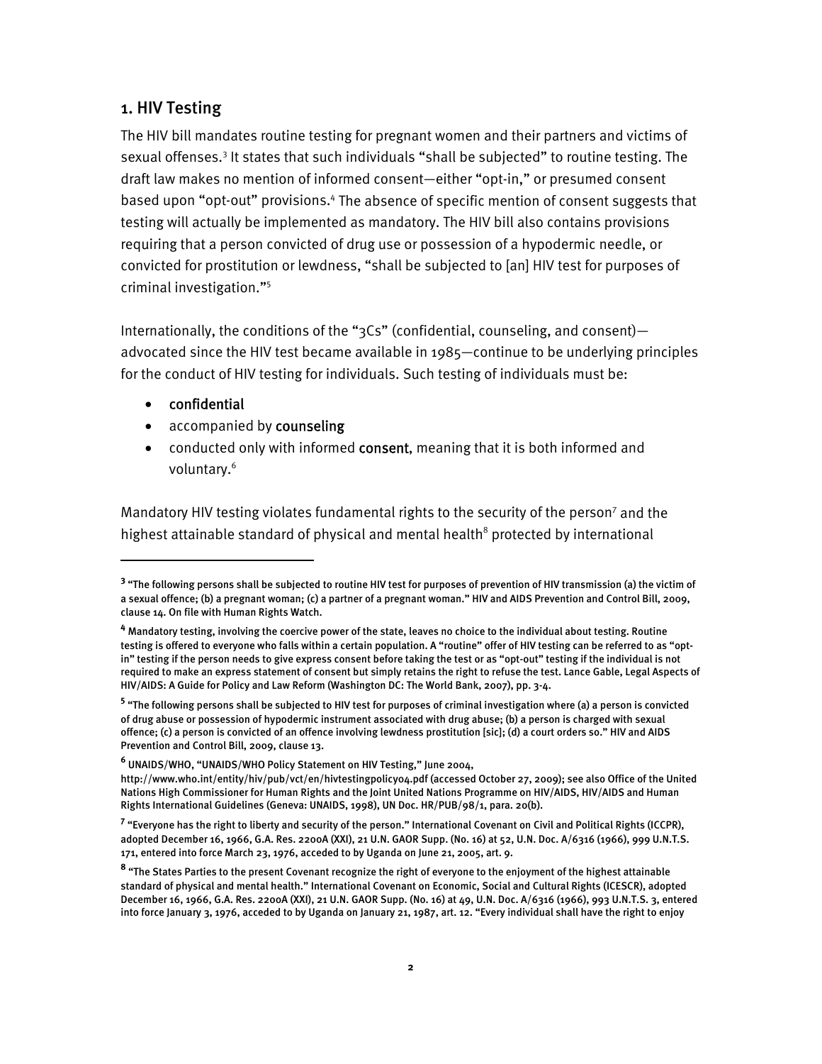## 1. HIV Testing

The HIV bill mandates routine testing for pregnant women and their partners and victims of sexual offenses.[3] It states that such individuals "shall be subjected" to routine testing. The draft law makes no mention of informed consent—either "opt-in," or presumed consent based upon "opt-out" provisions.[4] The absence of specific mention of consent suggests that testing will actually be implemented as mandatory. The HIV bill also contains provisions requiring that a person convicted of drug use or possession of a hypodermic needle, or convicted for prostitution or lewdness, "shall be subjected to [an] HIV test for purposes of criminal investigation."[5]

Internationally, the conditions of the "3Cs" (confidential, counseling, and consent)—advocated since the HIV test became available in 1985—continue to be underlying principles for the conduct of HIV testing for individuals. Such testing of individuals must be:

- confidential
- accompanied by counseling
- conducted only with informed consent, meaning that it is both informed and voluntary.[6]

Mandatory HIV testing violates fundamental rights to the security of the person[7] and the highest attainable standard of physical and mental health[8] protected by international

---

[3] "The following persons shall be subjected to routine HIV test for purposes of prevention of HIV transmission (a) the victim of a sexual offence; (b) a pregnant woman; (c) a partner of a pregnant woman." HIV and AIDS Prevention and Control Bill, 2009, clause 14. On file with Human Rights Watch.

[4] Mandatory testing, involving the coercive power of the state, leaves no choice to the individual about testing. Routine testing is offered to everyone who falls within a certain population. A "routine" offer of HIV testing can be referred to as "opt-in" testing if the person needs to give express consent before taking the test or as "opt-out" testing if the individual is not required to make an express statement of consent but simply retains the right to refuse the test. Lance Gable, Legal Aspects of HIV/AIDS: A Guide for Policy and Law Reform (Washington DC: The World Bank, 2007), pp. 3-4.

[5] "The following persons shall be subjected to HIV test for purposes of criminal investigation where (a) a person is convicted of drug abuse or possession of hypodermic instrument associated with drug abuse; (b) a person is charged with sexual offence; (c) a person is convicted of an offence involving lewdness prostitution [sic]; (d) a court orders so." HIV and AIDS Prevention and Control Bill, 2009, clause 13.

[6] UNAIDS/WHO, "UNAIDS/WHO Policy Statement on HIV Testing," June 2004, http://www.who.int/entity/hiv/pub/vct/en/hivtestingpolicy04.pdf (accessed October 27, 2009); see also Office of the United Nations High Commissioner for Human Rights and the Joint United Nations Programme on HIV/AIDS, HIV/AIDS and Human Rights International Guidelines (Geneva: UNAIDS, 1998), UN Doc. HR/PUB/98/1, para. 20(b).

[7] "Everyone has the right to liberty and security of the person." International Covenant on Civil and Political Rights (ICCPR), adopted December 16, 1966, G.A. Res. 2200A (XXI), 21 U.N. GAOR Supp. (No. 16) at 52, U.N. Doc. A/6316 (1966), 999 U.N.T.S. 171, entered into force March 23, 1976, acceded to by Uganda on June 21, 2005, art. 9.

[8] "The States Parties to the present Covenant recognize the right of everyone to the enjoyment of the highest attainable standard of physical and mental health." International Covenant on Economic, Social and Cultural Rights (ICESCR), adopted December 16, 1966, G.A. Res. 2200A (XXI), 21 U.N. GAOR Supp. (No. 16) at 49, U.N. Doc. A/6316 (1966), 993 U.N.T.S. 3, entered into force January 3, 1976, acceded to by Uganda on January 21, 1987, art. 12. "Every individual shall have the right to enjoy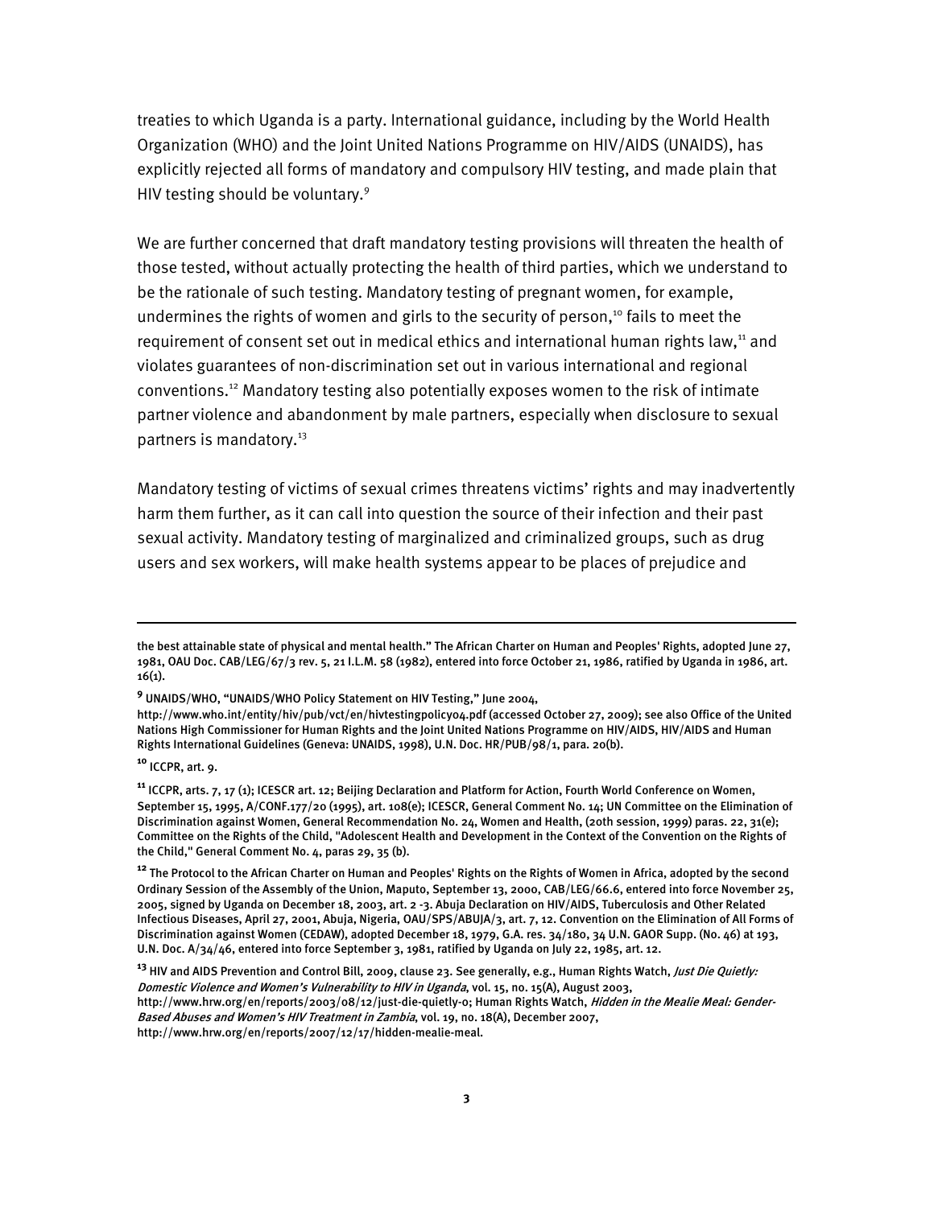treaties to which Uganda is a party. International guidance, including by the World Health Organization (WHO) and the Joint United Nations Programme on HIV/AIDS (UNAIDS), has explicitly rejected all forms of mandatory and compulsory HIV testing, and made plain that HIV testing should be voluntary.[9]

We are further concerned that draft mandatory testing provisions will threaten the health of those tested, without actually protecting the health of third parties, which we understand to be the rationale of such testing. Mandatory testing of pregnant women, for example, undermines the rights of women and girls to the security of person,[10] fails to meet the requirement of consent set out in medical ethics and international human rights law,[11] and violates guarantees of non-discrimination set out in various international and regional conventions.[12] Mandatory testing also potentially exposes women to the risk of intimate partner violence and abandonment by male partners, especially when disclosure to sexual partners is mandatory.[13]

Mandatory testing of victims of sexual crimes threatens victims' rights and may inadvertently harm them further, as it can call into question the source of their infection and their past sexual activity. Mandatory testing of marginalized and criminalized groups, such as drug users and sex workers, will make health systems appear to be places of prejudice and

---

the best attainable state of physical and mental health." The African Charter on Human and Peoples' Rights, adopted June 27, 1981, OAU Doc. CAB/LEG/67/3 rev. 5, 21 I.L.M. 58 (1982), entered into force October 21, 1986, ratified by Uganda in 1986, art. 16(1).

[9] UNAIDS/WHO, "UNAIDS/WHO Policy Statement on HIV Testing," June 2004, http://www.who.int/entity/hiv/pub/vct/en/hivtestingpolicy04.pdf (accessed October 27, 2009); see also Office of the United Nations High Commissioner for Human Rights and the Joint United Nations Programme on HIV/AIDS, HIV/AIDS and Human Rights International Guidelines (Geneva: UNAIDS, 1998), U.N. Doc. HR/PUB/98/1, para. 20(b).

[10] ICCPR, art. 9.

[11] ICCPR, arts. 7, 17 (1); ICESCR art. 12; Beijing Declaration and Platform for Action, Fourth World Conference on Women, September 15, 1995, A/CONF.177/20 (1995), art. 108(e); ICESCR, General Comment No. 14; UN Committee on the Elimination of Discrimination against Women, General Recommendation No. 24, Women and Health, (20th session, 1999) paras. 22, 31(e); Committee on the Rights of the Child, "Adolescent Health and Development in the Context of the Convention on the Rights of the Child," General Comment No. 4, paras 29, 35 (b).

[12] The Protocol to the African Charter on Human and Peoples' Rights on the Rights of Women in Africa, adopted by the second Ordinary Session of the Assembly of the Union, Maputo, September 13, 2000, CAB/LEG/66.6, entered into force November 25, 2005, signed by Uganda on December 18, 2003, art. 2 -3. Abuja Declaration on HIV/AIDS, Tuberculosis and Other Related Infectious Diseases, April 27, 2001, Abuja, Nigeria, OAU/SPS/ABUJA/3, art. 7, 12. Convention on the Elimination of All Forms of Discrimination against Women (CEDAW), adopted December 18, 1979, G.A. res. 34/180, 34 U.N. GAOR Supp. (No. 46) at 193, U.N. Doc. A/34/46, entered into force September 3, 1981, ratified by Uganda on July 22, 1985, art. 12.

[13] HIV and AIDS Prevention and Control Bill, 2009, clause 23. See generally, e.g., Human Rights Watch, *Just Die Quietly: Domestic Violence and Women's Vulnerability to HIV in Uganda*, vol. 15, no. 15(A), August 2003, http://www.hrw.org/en/reports/2003/08/12/just-die-quietly-0; Human Rights Watch, *Hidden in the Mealie Meal: Gender-Based Abuses and Women's HIV Treatment in Zambia*, vol. 19, no. 18(A), December 2007, http://www.hrw.org/en/reports/2007/12/17/hidden-mealie-meal.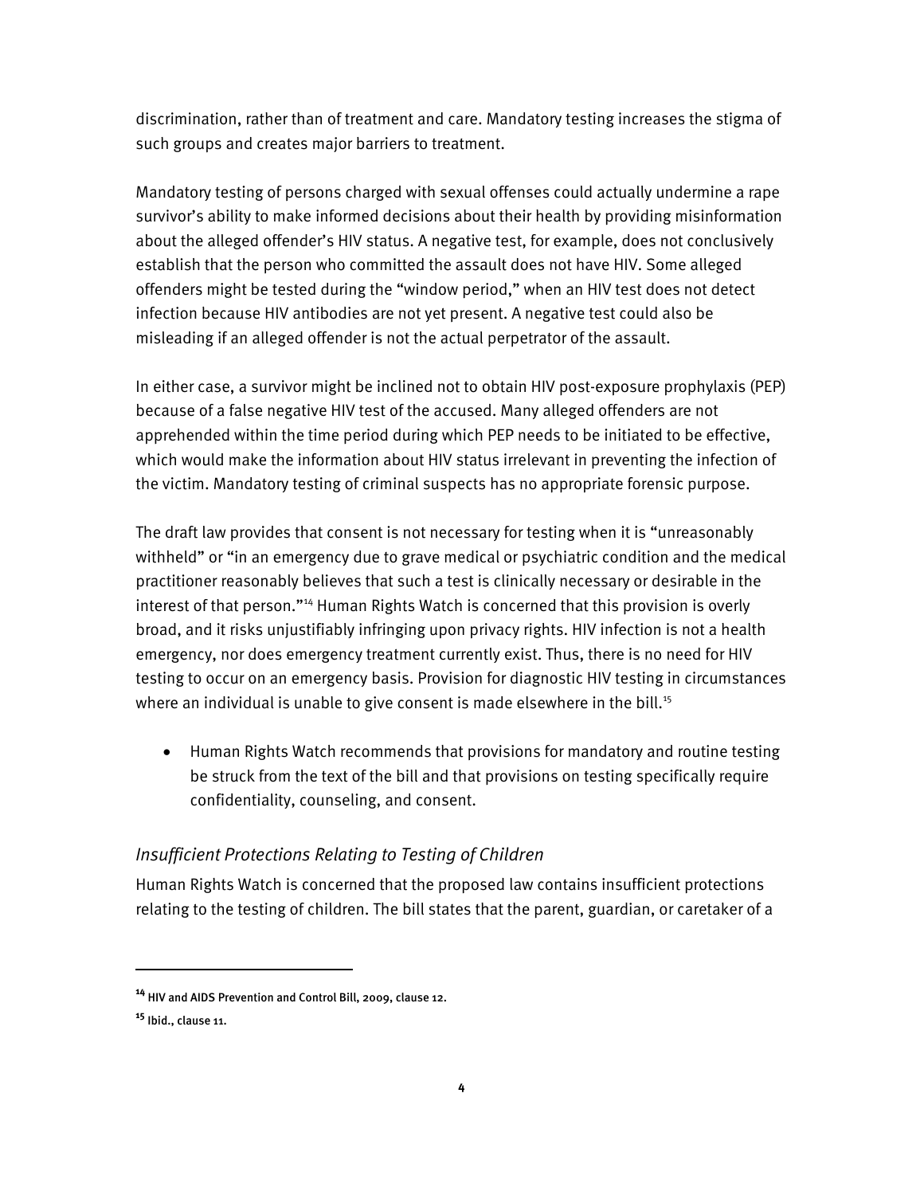discrimination, rather than of treatment and care. Mandatory testing increases the stigma of such groups and creates major barriers to treatment.

Mandatory testing of persons charged with sexual offenses could actually undermine a rape survivor's ability to make informed decisions about their health by providing misinformation about the alleged offender's HIV status. A negative test, for example, does not conclusively establish that the person who committed the assault does not have HIV. Some alleged offenders might be tested during the "window period," when an HIV test does not detect infection because HIV antibodies are not yet present. A negative test could also be misleading if an alleged offender is not the actual perpetrator of the assault.

In either case, a survivor might be inclined not to obtain HIV post-exposure prophylaxis (PEP) because of a false negative HIV test of the accused. Many alleged offenders are not apprehended within the time period during which PEP needs to be initiated to be effective, which would make the information about HIV status irrelevant in preventing the infection of the victim. Mandatory testing of criminal suspects has no appropriate forensic purpose.

The draft law provides that consent is not necessary for testing when it is "unreasonably withheld" or "in an emergency due to grave medical or psychiatric condition and the medical practitioner reasonably believes that such a test is clinically necessary or desirable in the interest of that person."[14] Human Rights Watch is concerned that this provision is overly broad, and it risks unjustifiably infringing upon privacy rights. HIV infection is not a health emergency, nor does emergency treatment currently exist. Thus, there is no need for HIV testing to occur on an emergency basis. Provision for diagnostic HIV testing in circumstances where an individual is unable to give consent is made elsewhere in the bill.[15]

- Human Rights Watch recommends that provisions for mandatory and routine testing be struck from the text of the bill and that provisions on testing specifically require confidentiality, counseling, and consent.

### *Insufficient Protections Relating to Testing of Children*

Human Rights Watch is concerned that the proposed law contains insufficient protections relating to the testing of children. The bill states that the parent, guardian, or caretaker of a

[14] HIV and AIDS Prevention and Control Bill, 2009, clause 12.

[15] Ibid., clause 11.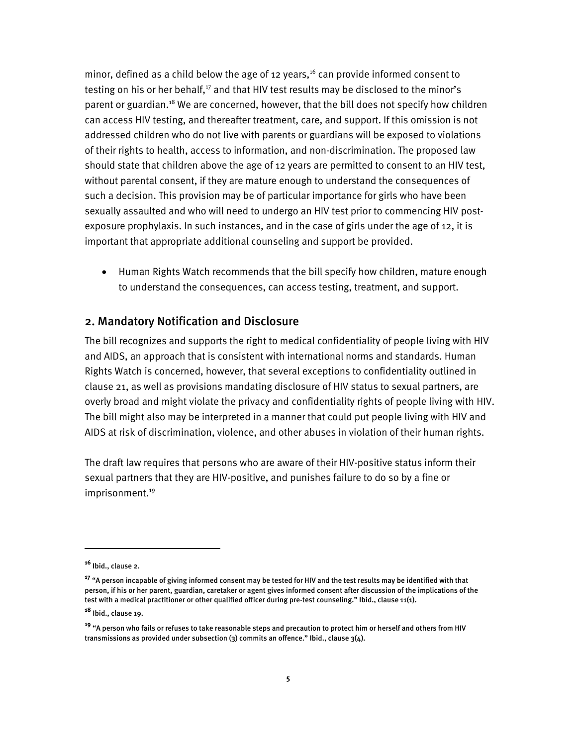minor, defined as a child below the age of 12 years,[16] can provide informed consent to testing on his or her behalf,[17] and that HIV test results may be disclosed to the minor's parent or guardian.[18] We are concerned, however, that the bill does not specify how children can access HIV testing, and thereafter treatment, care, and support. If this omission is not addressed children who do not live with parents or guardians will be exposed to violations of their rights to health, access to information, and non-discrimination. The proposed law should state that children above the age of 12 years are permitted to consent to an HIV test, without parental consent, if they are mature enough to understand the consequences of such a decision. This provision may be of particular importance for girls who have been sexually assaulted and who will need to undergo an HIV test prior to commencing HIV post-exposure prophylaxis. In such instances, and in the case of girls under the age of 12, it is important that appropriate additional counseling and support be provided.

- Human Rights Watch recommends that the bill specify how children, mature enough to understand the consequences, can access testing, treatment, and support.

## 2. Mandatory Notification and Disclosure

The bill recognizes and supports the right to medical confidentiality of people living with HIV and AIDS, an approach that is consistent with international norms and standards. Human Rights Watch is concerned, however, that several exceptions to confidentiality outlined in clause 21, as well as provisions mandating disclosure of HIV status to sexual partners, are overly broad and might violate the privacy and confidentiality rights of people living with HIV. The bill might also may be interpreted in a manner that could put people living with HIV and AIDS at risk of discrimination, violence, and other abuses in violation of their human rights.

The draft law requires that persons who are aware of their HIV-positive status inform their sexual partners that they are HIV-positive, and punishes failure to do so by a fine or imprisonment.[19]

---

[16] Ibid., clause 2.

[17] "A person incapable of giving informed consent may be tested for HIV and the test results may be identified with that person, if his or her parent, guardian, caretaker or agent gives informed consent after discussion of the implications of the test with a medical practitioner or other qualified officer during pre-test counseling." Ibid., clause 11(1).

[18] Ibid., clause 19.

[19] "A person who fails or refuses to take reasonable steps and precaution to protect him or herself and others from HIV transmissions as provided under subsection (3) commits an offence." Ibid., clause 3(4).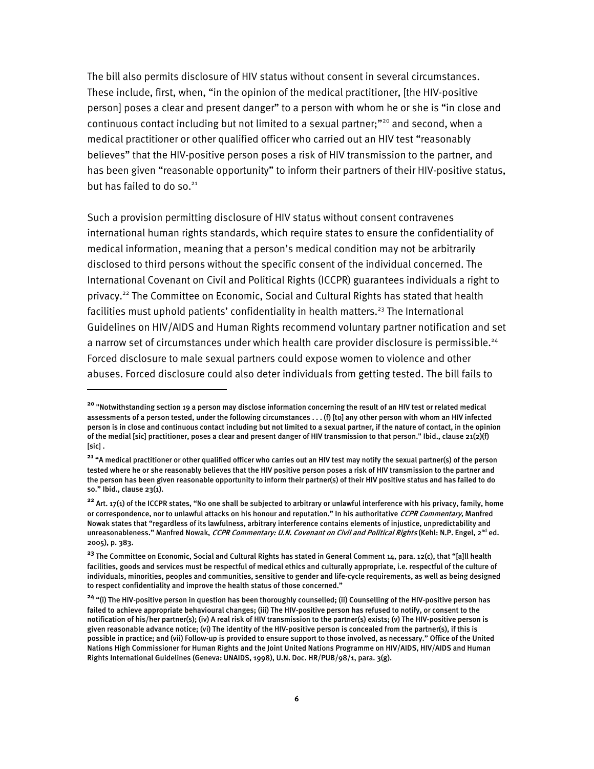The bill also permits disclosure of HIV status without consent in several circumstances. These include, first, when, "in the opinion of the medical practitioner, [the HIV-positive person] poses a clear and present danger" to a person with whom he or she is "in close and continuous contact including but not limited to a sexual partner;"[20] and second, when a medical practitioner or other qualified officer who carried out an HIV test "reasonably believes" that the HIV-positive person poses a risk of HIV transmission to the partner, and has been given "reasonable opportunity" to inform their partners of their HIV-positive status, but has failed to do so.[21]

Such a provision permitting disclosure of HIV status without consent contravenes international human rights standards, which require states to ensure the confidentiality of medical information, meaning that a person's medical condition may not be arbitrarily disclosed to third persons without the specific consent of the individual concerned. The International Covenant on Civil and Political Rights (ICCPR) guarantees individuals a right to privacy.[22] The Committee on Economic, Social and Cultural Rights has stated that health facilities must uphold patients' confidentiality in health matters.[23] The International Guidelines on HIV/AIDS and Human Rights recommend voluntary partner notification and set a narrow set of circumstances under which health care provider disclosure is permissible.[24] Forced disclosure to male sexual partners could expose women to violence and other abuses. Forced disclosure could also deter individuals from getting tested. The bill fails to

---

[20] "Notwithstanding section 19 a person may disclose information concerning the result of an HIV test or related medical assessments of a person tested, under the following circumstances . . . (f) [to] any other person with whom an HIV infected person is in close and continuous contact including but not limited to a sexual partner, if the nature of contact, in the opinion of the medial [sic] practitioner, poses a clear and present danger of HIV transmission to that person." Ibid., clause 21(2)(f) [sic] .

[21] "A medical practitioner or other qualified officer who carries out an HIV test may notify the sexual partner(s) of the person tested where he or she reasonably believes that the HIV positive person poses a risk of HIV transmission to the partner and the person has been given reasonable opportunity to inform their partner(s) of their HIV positive status and has failed to do so." Ibid., clause 23(1).

[22] Art. 17(1) of the ICCPR states, "No one shall be subjected to arbitrary or unlawful interference with his privacy, family, home or correspondence, nor to unlawful attacks on his honour and reputation." In his authoritative *CCPR Commentary,* Manfred Nowak states that "regardless of its lawfulness, arbitrary interference contains elements of injustice, unpredictability and unreasonableness." Manfred Nowak, *CCPR Commentary: U.N. Covenant on Civil and Political Rights* (Kehl: N.P. Engel, 2nd ed. 2005), p. 383.

[23] The Committee on Economic, Social and Cultural Rights has stated in General Comment 14, para. 12(c), that "[a]ll health facilities, goods and services must be respectful of medical ethics and culturally appropriate, i.e. respectful of the culture of individuals, minorities, peoples and communities, sensitive to gender and life-cycle requirements, as well as being designed to respect confidentiality and improve the health status of those concerned."

[24] "(i) The HIV-positive person in question has been thoroughly counselled; (ii) Counselling of the HIV-positive person has failed to achieve appropriate behavioural changes; (iii) The HIV-positive person has refused to notify, or consent to the notification of his/her partner(s); (iv) A real risk of HIV transmission to the partner(s) exists; (v) The HIV-positive person is given reasonable advance notice; (vi) The identity of the HIV-positive person is concealed from the partner(s), if this is possible in practice; and (vii) Follow-up is provided to ensure support to those involved, as necessary." Office of the United Nations High Commissioner for Human Rights and the Joint United Nations Programme on HIV/AIDS, HIV/AIDS and Human Rights International Guidelines (Geneva: UNAIDS, 1998), U.N. Doc. HR/PUB/98/1, para. 3(g).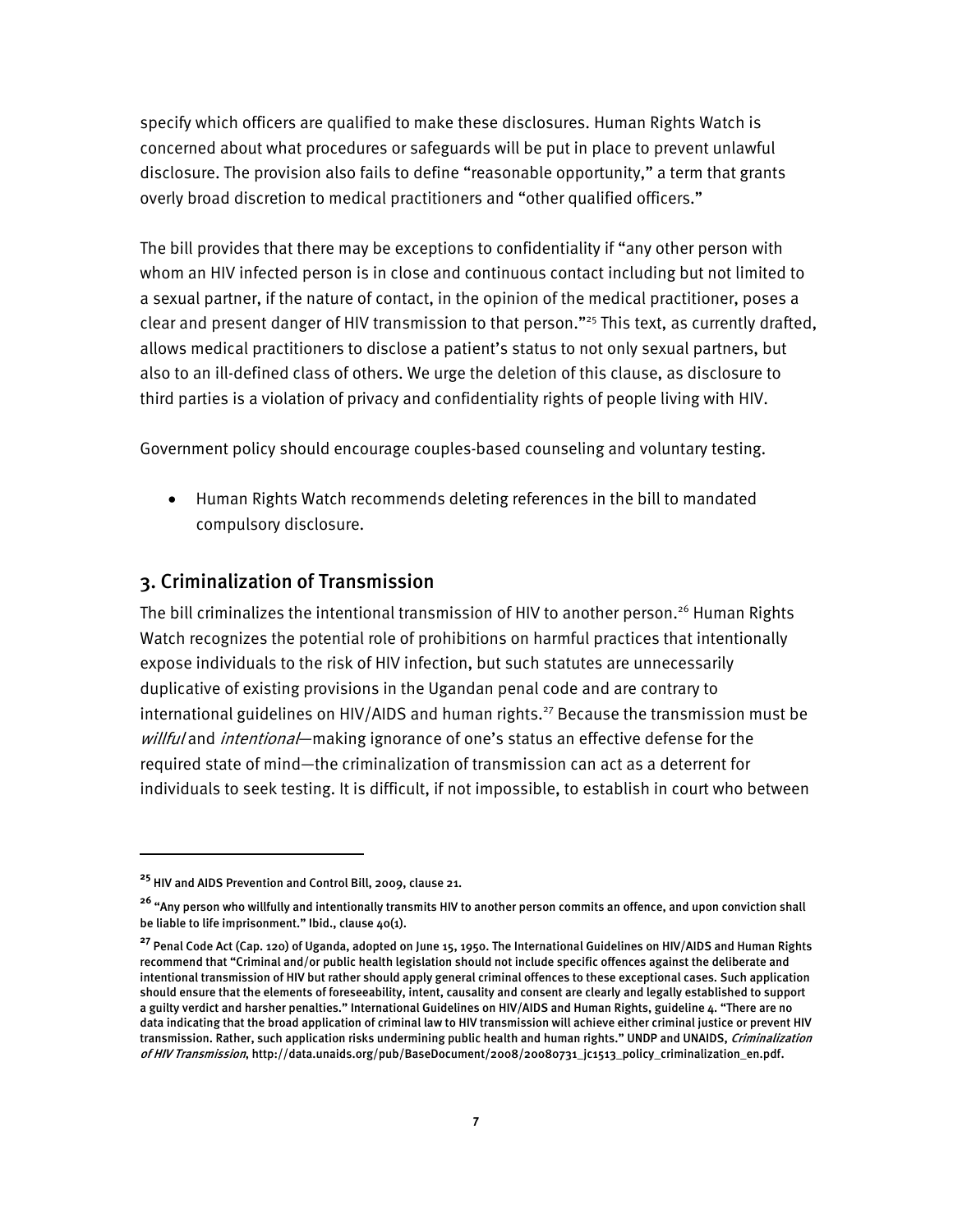specify which officers are qualified to make these disclosures. Human Rights Watch is concerned about what procedures or safeguards will be put in place to prevent unlawful disclosure. The provision also fails to define "reasonable opportunity," a term that grants overly broad discretion to medical practitioners and "other qualified officers."

The bill provides that there may be exceptions to confidentiality if "any other person with whom an HIV infected person is in close and continuous contact including but not limited to a sexual partner, if the nature of contact, in the opinion of the medical practitioner, poses a clear and present danger of HIV transmission to that person."[25] This text, as currently drafted, allows medical practitioners to disclose a patient's status to not only sexual partners, but also to an ill-defined class of others. We urge the deletion of this clause, as disclosure to third parties is a violation of privacy and confidentiality rights of people living with HIV.

Government policy should encourage couples-based counseling and voluntary testing.

- Human Rights Watch recommends deleting references in the bill to mandated compulsory disclosure.

## 3. Criminalization of Transmission

The bill criminalizes the intentional transmission of HIV to another person.[26] Human Rights Watch recognizes the potential role of prohibitions on harmful practices that intentionally expose individuals to the risk of HIV infection, but such statutes are unnecessarily duplicative of existing provisions in the Ugandan penal code and are contrary to international guidelines on HIV/AIDS and human rights.[27] Because the transmission must be *willful* and *intentional*—making ignorance of one's status an effective defense for the required state of mind—the criminalization of transmission can act as a deterrent for individuals to seek testing. It is difficult, if not impossible, to establish in court who between

---

[25] HIV and AIDS Prevention and Control Bill, 2009, clause 21.

[26] "Any person who willfully and intentionally transmits HIV to another person commits an offence, and upon conviction shall be liable to life imprisonment." Ibid., clause 40(1).

[27] Penal Code Act (Cap. 120) of Uganda, adopted on June 15, 1950. The International Guidelines on HIV/AIDS and Human Rights recommend that "Criminal and/or public health legislation should not include specific offences against the deliberate and intentional transmission of HIV but rather should apply general criminal offences to these exceptional cases. Such application should ensure that the elements of foreseeability, intent, causality and consent are clearly and legally established to support a guilty verdict and harsher penalties." International Guidelines on HIV/AIDS and Human Rights, guideline 4. "There are no data indicating that the broad application of criminal law to HIV transmission will achieve either criminal justice or prevent HIV transmission. Rather, such application risks undermining public health and human rights." UNDP and UNAIDS, *Criminalization of HIV Transmission*, http://data.unaids.org/pub/BaseDocument/2008/20080731_jc1513_policy_criminalization_en.pdf.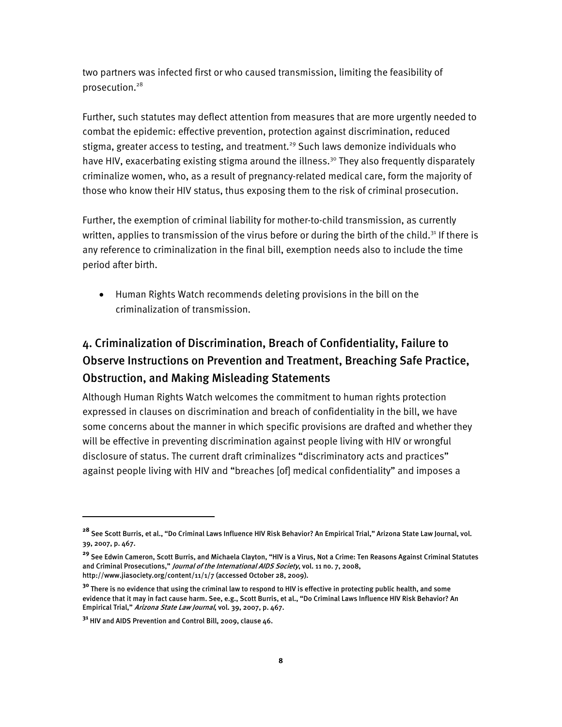two partners was infected first or who caused transmission, limiting the feasibility of prosecution.[28]

Further, such statutes may deflect attention from measures that are more urgently needed to combat the epidemic: effective prevention, protection against discrimination, reduced stigma, greater access to testing, and treatment.[29] Such laws demonize individuals who have HIV, exacerbating existing stigma around the illness.[30] They also frequently disparately criminalize women, who, as a result of pregnancy-related medical care, form the majority of those who know their HIV status, thus exposing them to the risk of criminal prosecution.

Further, the exemption of criminal liability for mother-to-child transmission, as currently written, applies to transmission of the virus before or during the birth of the child.[31] If there is any reference to criminalization in the final bill, exemption needs also to include the time period after birth.

- Human Rights Watch recommends deleting provisions in the bill on the criminalization of transmission.

## 4. Criminalization of Discrimination, Breach of Confidentiality, Failure to Observe Instructions on Prevention and Treatment, Breaching Safe Practice, Obstruction, and Making Misleading Statements

Although Human Rights Watch welcomes the commitment to human rights protection expressed in clauses on discrimination and breach of confidentiality in the bill, we have some concerns about the manner in which specific provisions are drafted and whether they will be effective in preventing discrimination against people living with HIV or wrongful disclosure of status. The current draft criminalizes "discriminatory acts and practices" against people living with HIV and "breaches [of] medical confidentiality" and imposes a

---

[28] See Scott Burris, et al., "Do Criminal Laws Influence HIV Risk Behavior? An Empirical Trial," Arizona State Law Journal, vol. 39, 2007, p. 467.

[29] See Edwin Cameron, Scott Burris, and Michaela Clayton, "HIV is a Virus, Not a Crime: Ten Reasons Against Criminal Statutes and Criminal Prosecutions," *Journal of the International AIDS Society*, vol. 11 no. 7, 2008, http://www.jiasociety.org/content/11/1/7 (accessed October 28, 2009).

[30] There is no evidence that using the criminal law to respond to HIV is effective in protecting public health, and some evidence that it may in fact cause harm. See, e.g., Scott Burris, et al., "Do Criminal Laws Influence HIV Risk Behavior? An Empirical Trial," *Arizona State Law Journal*, vol. 39, 2007, p. 467.

[31] HIV and AIDS Prevention and Control Bill, 2009, clause 46.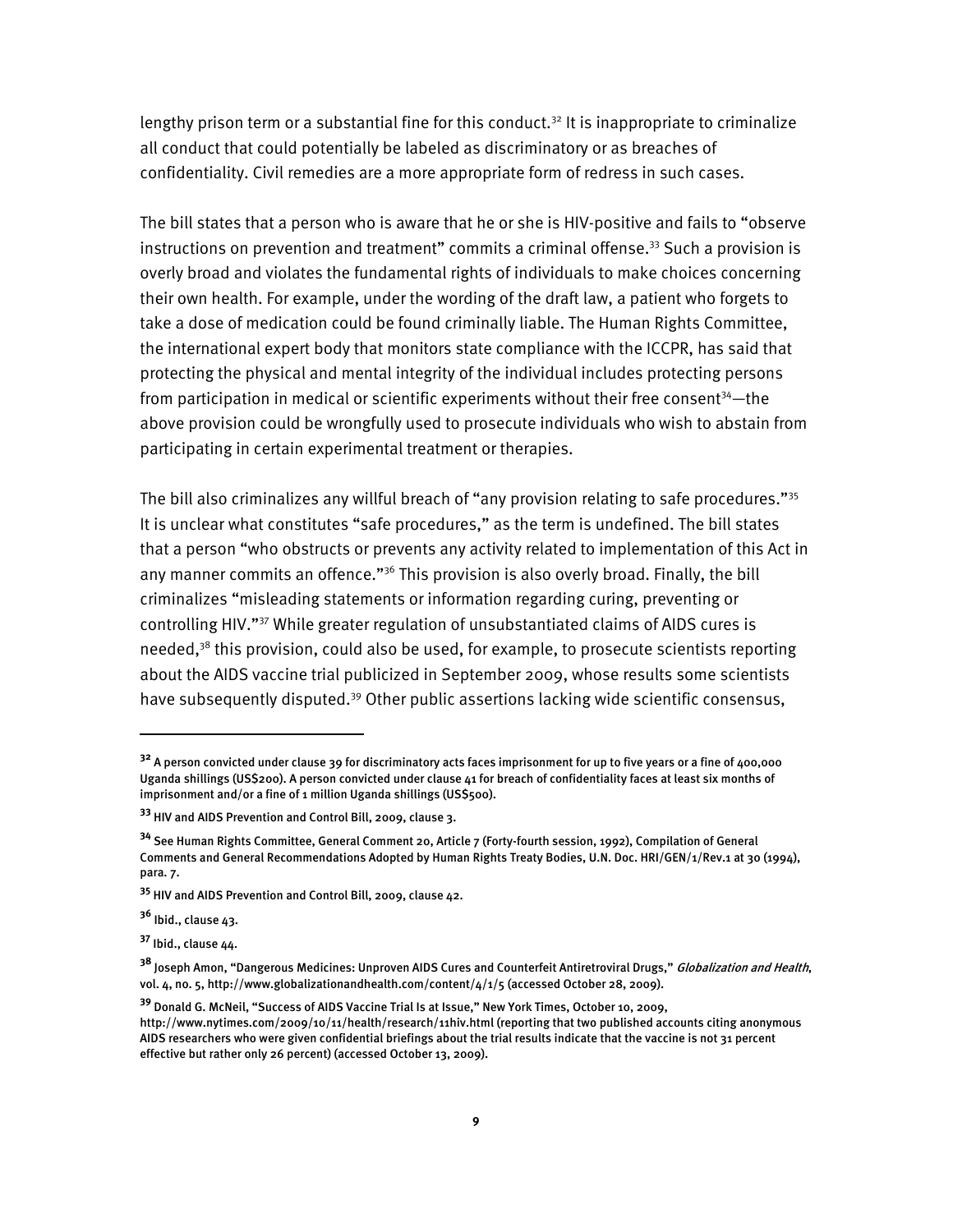lengthy prison term or a substantial fine for this conduct.[32] It is inappropriate to criminalize all conduct that could potentially be labeled as discriminatory or as breaches of confidentiality. Civil remedies are a more appropriate form of redress in such cases.

The bill states that a person who is aware that he or she is HIV-positive and fails to "observe instructions on prevention and treatment" commits a criminal offense.[33] Such a provision is overly broad and violates the fundamental rights of individuals to make choices concerning their own health. For example, under the wording of the draft law, a patient who forgets to take a dose of medication could be found criminally liable. The Human Rights Committee, the international expert body that monitors state compliance with the ICCPR, has said that protecting the physical and mental integrity of the individual includes protecting persons from participation in medical or scientific experiments without their free consent[34]—the above provision could be wrongfully used to prosecute individuals who wish to abstain from participating in certain experimental treatment or therapies.

The bill also criminalizes any willful breach of "any provision relating to safe procedures."[35] It is unclear what constitutes "safe procedures," as the term is undefined. The bill states that a person "who obstructs or prevents any activity related to implementation of this Act in any manner commits an offence."[36] This provision is also overly broad. Finally, the bill criminalizes "misleading statements or information regarding curing, preventing or controlling HIV."[37] While greater regulation of unsubstantiated claims of AIDS cures is needed,[38] this provision, could also be used, for example, to prosecute scientists reporting about the AIDS vaccine trial publicized in September 2009, whose results some scientists have subsequently disputed.[39] Other public assertions lacking wide scientific consensus,

---

[32] A person convicted under clause 39 for discriminatory acts faces imprisonment for up to five years or a fine of 400,000 Uganda shillings (US$200). A person convicted under clause 41 for breach of confidentiality faces at least six months of imprisonment and/or a fine of 1 million Uganda shillings (US$500).

[33] HIV and AIDS Prevention and Control Bill, 2009, clause 3.

[34] See Human Rights Committee, General Comment 20, Article 7 (Forty-fourth session, 1992), Compilation of General Comments and General Recommendations Adopted by Human Rights Treaty Bodies, U.N. Doc. HRI/GEN/1/Rev.1 at 30 (1994), para. 7.

[35] HIV and AIDS Prevention and Control Bill, 2009, clause 42.

[36] Ibid., clause 43.

[37] Ibid., clause 44.

[38] Joseph Amon, "Dangerous Medicines: Unproven AIDS Cures and Counterfeit Antiretroviral Drugs," *Globalization and Health*, vol. 4, no. 5, http://www.globalizationandhealth.com/content/4/1/5 (accessed October 28, 2009).

[39] Donald G. McNeil, "Success of AIDS Vaccine Trial Is at Issue," New York Times, October 10, 2009, http://www.nytimes.com/2009/10/11/health/research/11hiv.html (reporting that two published accounts citing anonymous AIDS researchers who were given confidential briefings about the trial results indicate that the vaccine is not 31 percent effective but rather only 26 percent) (accessed October 13, 2009).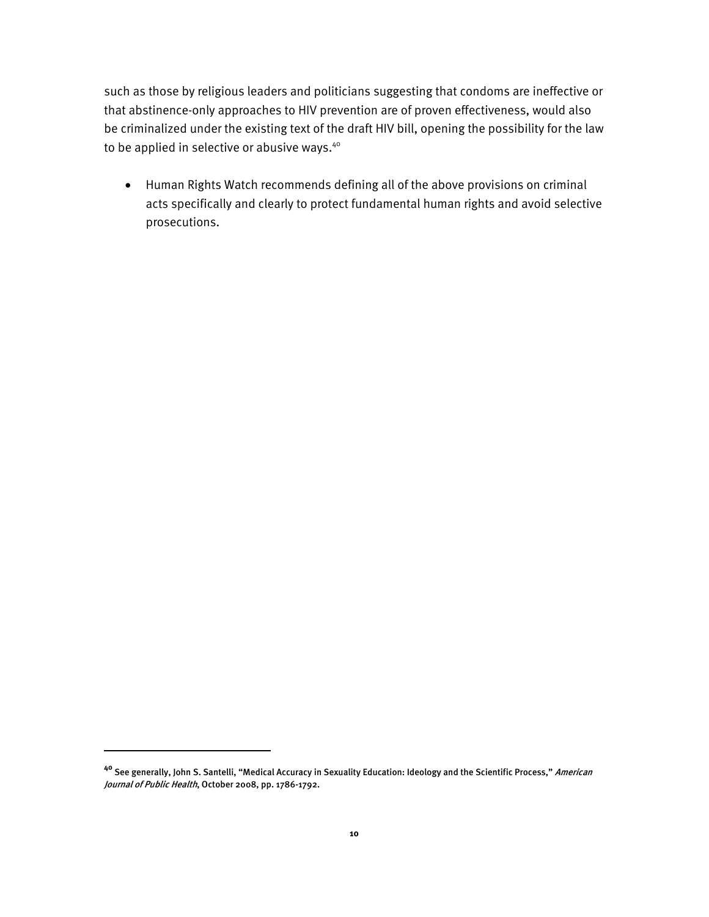such as those by religious leaders and politicians suggesting that condoms are ineffective or that abstinence-only approaches to HIV prevention are of proven effectiveness, would also be criminalized under the existing text of the draft HIV bill, opening the possibility for the law to be applied in selective or abusive ways.[40]

- Human Rights Watch recommends defining all of the above provisions on criminal acts specifically and clearly to protect fundamental human rights and avoid selective prosecutions.

---

[40] See generally, John S. Santelli, "Medical Accuracy in Sexuality Education: Ideology and the Scientific Process," *American Journal of Public Health*, October 2008, pp. 1786-1792.